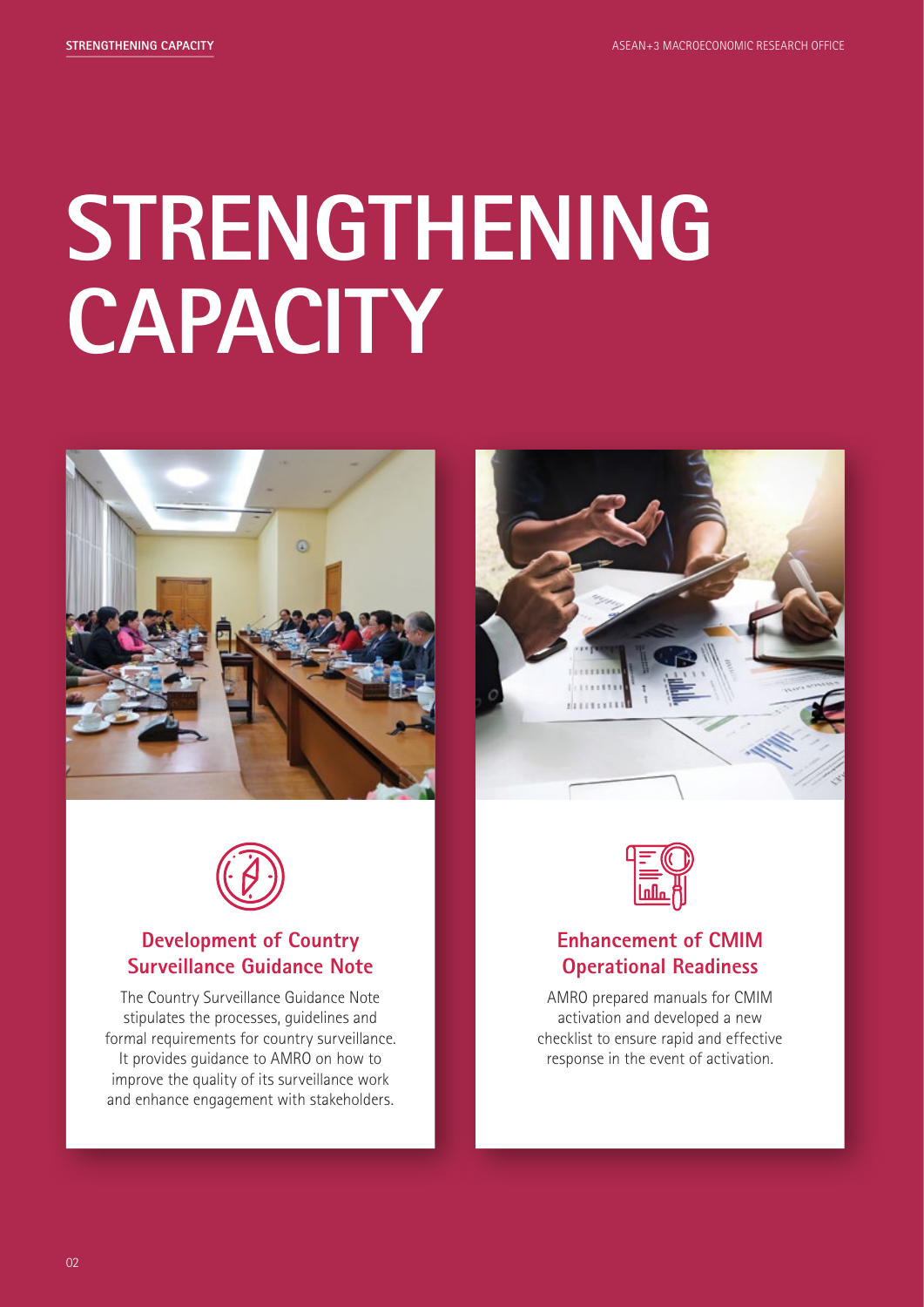# STRENGTHENING CAPACITY

## Development of Country Surveillance Guidance Note

The Country Surveillance Guidance Note stipulates the processes, guidelines and formal requirements for country surveillance. It provides guidance to AMRO on how to improve the quality of its surveillance work and enhance engagement with stakeholders.

## Enhancement of CMIM Operational Readiness

AMRO prepared manuals for CMIM activation and developed a new checklist to ensure rapid and effective response in the event of activation.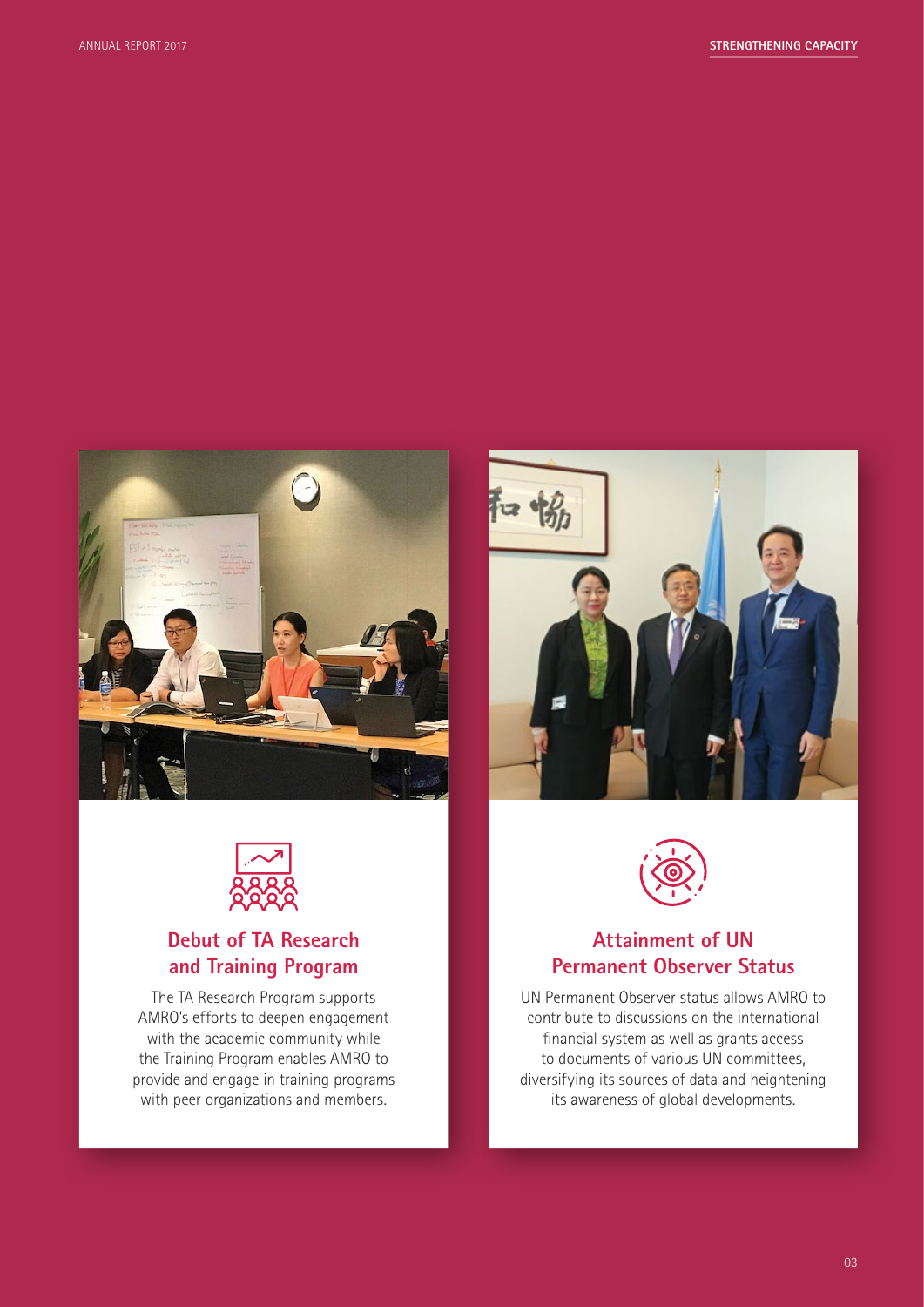## Debut of TA Research and Training Program

The TA Research Program supports AMRO's efforts to deepen engagement with the academic community while the Training Program enables AMRO to provide and engage in training programs with peer organizations and members.

## Attainment of UN Permanent Observer Status

UN Permanent Observer status allows AMRO to contribute to discussions on the international financial system as well as grants access to documents of various UN committees, diversifying its sources of data and heightening its awareness of global developments.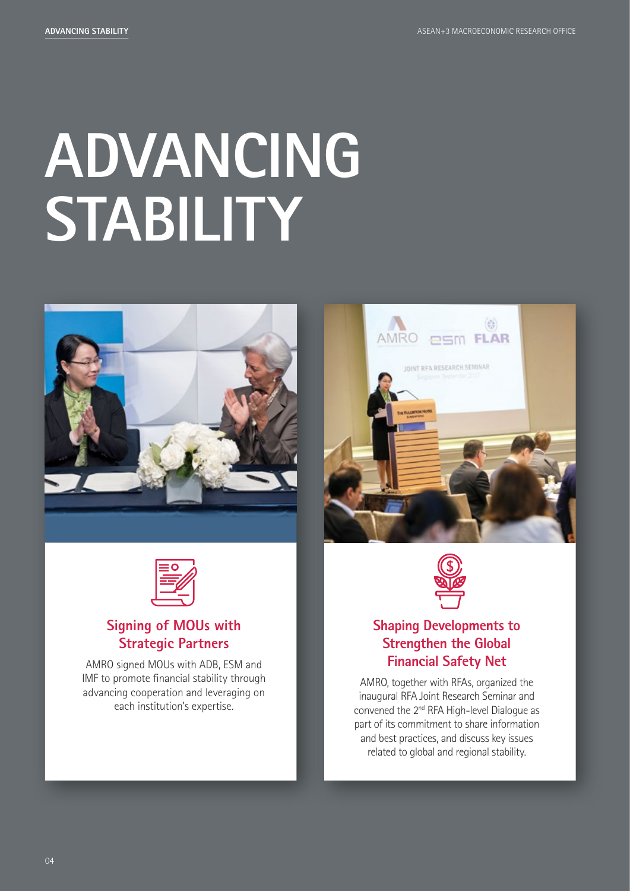# ADVANCING STABILITY

### Signing of MOUs with Strategic Partners

AMRO signed MOUs with ADB, ESM and IMF to promote financial stability through advancing cooperation and leveraging on each institution's expertise.

### Shaping Developments to Strengthen the Global Financial Safety Net

AMRO, together with RFAs, organized the inaugural RFA Joint Research Seminar and convened the 2nd RFA High-level Dialogue as part of its commitment to share information and best practices, and discuss key issues related to global and regional stability.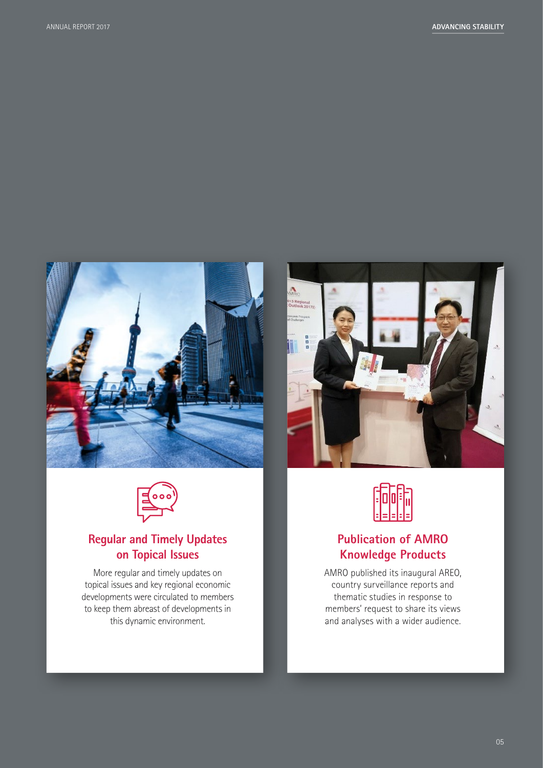## Regular and Timely Updates on Topical Issues

More regular and timely updates on topical issues and key regional economic developments were circulated to members to keep them abreast of developments in this dynamic environment.

## Publication of AMRO Knowledge Products

AMRO published its inaugural AREO, country surveillance reports and thematic studies in response to members' request to share its views and analyses with a wider audience.